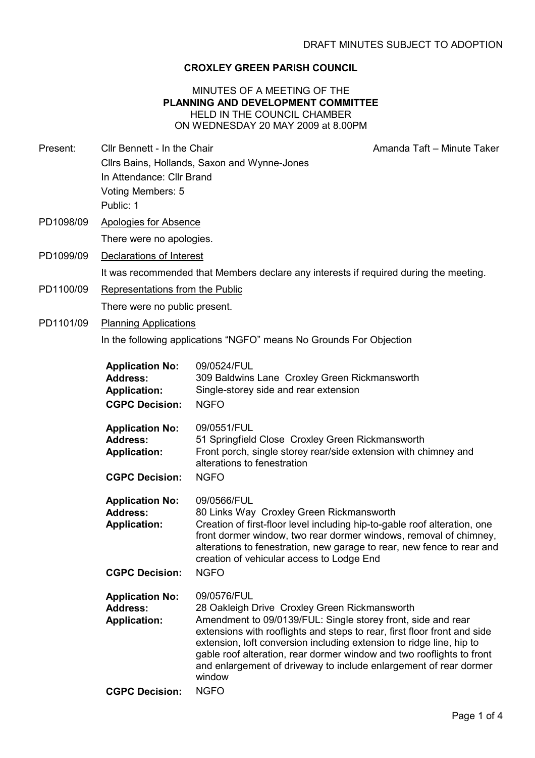DRAFT MINUTES SUBJECT TO ADOPTION

# CROXLEY GREEN PARISH COUNCIL

## MINUTES OF A MEETING OF THE PLANNING AND DEVELOPMENT COMMITTEE HELD IN THE COUNCIL CHAMBER ON WEDNESDAY 20 MAY 2009 at 8.00PM

Present: Cllr Bennett - In the Chair

Amanda Taft – Minute Taker

Cllrs Bains, Hollands, Saxon and Wynne-Jones
In Attendance: Cllr Brand
Voting Members: 5
Public: 1

**PD1098/09** Apologies for Absence

There were no apologies.

**PD1099/09** Declarations of Interest

It was recommended that Members declare any interests if required during the meeting.

**PD1100/09** Representations from the Public

There were no public present.

**PD1101/09** Planning Applications

In the following applications "NGFO" means No Grounds For Objection

**Application No:** 09/0524/FUL
**Address:** 309 Baldwins Lane Croxley Green Rickmansworth
**Application:** Single-storey side and rear extension
**CGPC Decision:** NGFO

**Application No:** 09/0551/FUL
**Address:** 51 Springfield Close Croxley Green Rickmansworth
**Application:** Front porch, single storey rear/side extension with chimney and alterations to fenestration
**CGPC Decision:** NGFO

**Application No:** 09/0566/FUL
**Address:** 80 Links Way Croxley Green Rickmansworth
**Application:** Creation of first-floor level including hip-to-gable roof alteration, one front dormer window, two rear dormer windows, removal of chimney, alterations to fenestration, new garage to rear, new fence to rear and creation of vehicular access to Lodge End
**CGPC Decision:** NGFO

**Application No:** 09/0576/FUL
**Address:** 28 Oakleigh Drive Croxley Green Rickmansworth
**Application:** Amendment to 09/0139/FUL: Single storey front, side and rear extensions with rooflights and steps to rear, first floor front and side extension, loft conversion including extension to ridge line, hip to gable roof alteration, rear dormer window and two rooflights to front and enlargement of driveway to include enlargement of rear dormer window
**CGPC Decision:** NGFO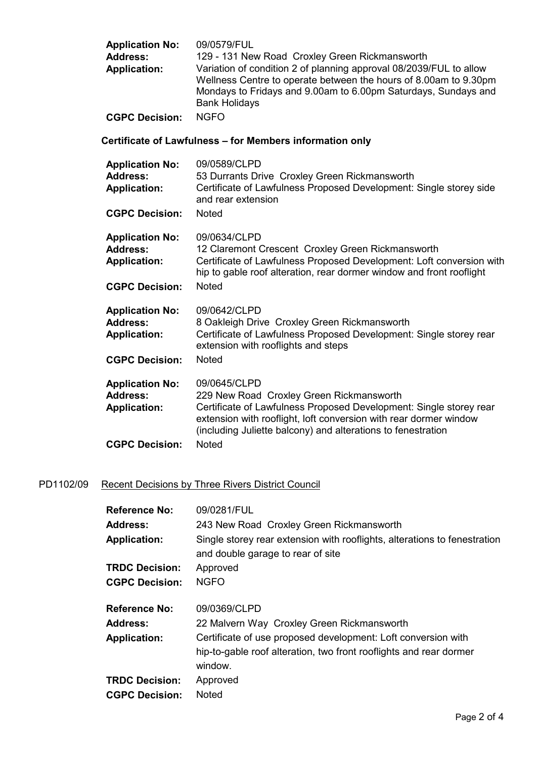**Application No:** 09/0579/FUL
**Address:** 129 - 131 New Road Croxley Green Rickmansworth
**Application:** Variation of condition 2 of planning approval 08/2039/FUL to allow Wellness Centre to operate between the hours of 8.00am to 9.30pm Mondays to Fridays and 9.00am to 6.00pm Saturdays, Sundays and Bank Holidays
**CGPC Decision:** NGFO

**Certificate of Lawfulness – for Members information only**

**Application No:** 09/0589/CLPD
**Address:** 53 Durrants Drive Croxley Green Rickmansworth
**Application:** Certificate of Lawfulness Proposed Development: Single storey side and rear extension
**CGPC Decision:** Noted

**Application No:** 09/0634/CLPD
**Address:** 12 Claremont Crescent Croxley Green Rickmansworth
**Application:** Certificate of Lawfulness Proposed Development: Loft conversion with hip to gable roof alteration, rear dormer window and front rooflight
**CGPC Decision:** Noted

**Application No:** 09/0642/CLPD
**Address:** 8 Oakleigh Drive Croxley Green Rickmansworth
**Application:** Certificate of Lawfulness Proposed Development: Single storey rear extension with rooflights and steps
**CGPC Decision:** Noted

**Application No:** 09/0645/CLPD
**Address:** 229 New Road Croxley Green Rickmansworth
**Application:** Certificate of Lawfulness Proposed Development: Single storey rear extension with rooflight, loft conversion with rear dormer window (including Juliette balcony) and alterations to fenestration
**CGPC Decision:** Noted

PD1102/09 Recent Decisions by Three Rivers District Council

**Reference No:** 09/0281/FUL
**Address:** 243 New Road Croxley Green Rickmansworth
**Application:** Single storey rear extension with rooflights, alterations to fenestration and double garage to rear of site
**TRDC Decision:** Approved
**CGPC Decision:** NGFO

**Reference No:** 09/0369/CLPD
**Address:** 22 Malvern Way Croxley Green Rickmansworth
**Application:** Certificate of use proposed development: Loft conversion with hip-to-gable roof alteration, two front rooflights and rear dormer window.
**TRDC Decision:** Approved
**CGPC Decision:** Noted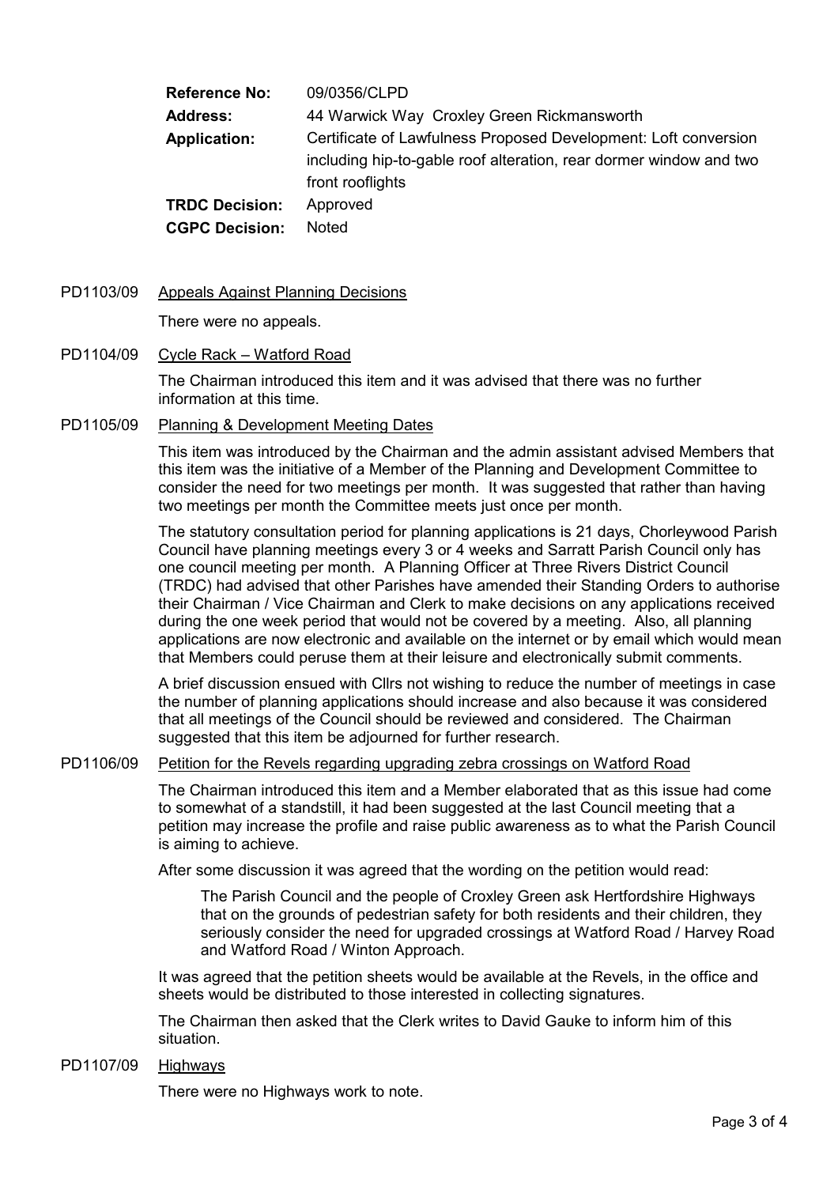| | |
|---|---|
| **Reference No:** | 09/0356/CLPD |
| **Address:** | 44 Warwick Way Croxley Green Rickmansworth |
| **Application:** | Certificate of Lawfulness Proposed Development: Loft conversion including hip-to-gable roof alteration, rear dormer window and two front rooflights |
| **TRDC Decision:** | Approved |
| **CGPC Decision:** | Noted |

PD1103/09 Appeals Against Planning Decisions

There were no appeals.

PD1104/09 Cycle Rack – Watford Road

The Chairman introduced this item and it was advised that there was no further information at this time.

PD1105/09 Planning & Development Meeting Dates

This item was introduced by the Chairman and the admin assistant advised Members that this item was the initiative of a Member of the Planning and Development Committee to consider the need for two meetings per month. It was suggested that rather than having two meetings per month the Committee meets just once per month.

The statutory consultation period for planning applications is 21 days, Chorleywood Parish Council have planning meetings every 3 or 4 weeks and Sarratt Parish Council only has one council meeting per month. A Planning Officer at Three Rivers District Council (TRDC) had advised that other Parishes have amended their Standing Orders to authorise their Chairman / Vice Chairman and Clerk to make decisions on any applications received during the one week period that would not be covered by a meeting. Also, all planning applications are now electronic and available on the internet or by email which would mean that Members could peruse them at their leisure and electronically submit comments.

A brief discussion ensued with Cllrs not wishing to reduce the number of meetings in case the number of planning applications should increase and also because it was considered that all meetings of the Council should be reviewed and considered. The Chairman suggested that this item be adjourned for further research.

PD1106/09 Petition for the Revels regarding upgrading zebra crossings on Watford Road

The Chairman introduced this item and a Member elaborated that as this issue had come to somewhat of a standstill, it had been suggested at the last Council meeting that a petition may increase the profile and raise public awareness as to what the Parish Council is aiming to achieve.

After some discussion it was agreed that the wording on the petition would read:

> The Parish Council and the people of Croxley Green ask Hertfordshire Highways that on the grounds of pedestrian safety for both residents and their children, they seriously consider the need for upgraded crossings at Watford Road / Harvey Road and Watford Road / Winton Approach.

It was agreed that the petition sheets would be available at the Revels, in the office and sheets would be distributed to those interested in collecting signatures.

The Chairman then asked that the Clerk writes to David Gauke to inform him of this situation.

PD1107/09 Highways

There were no Highways work to note.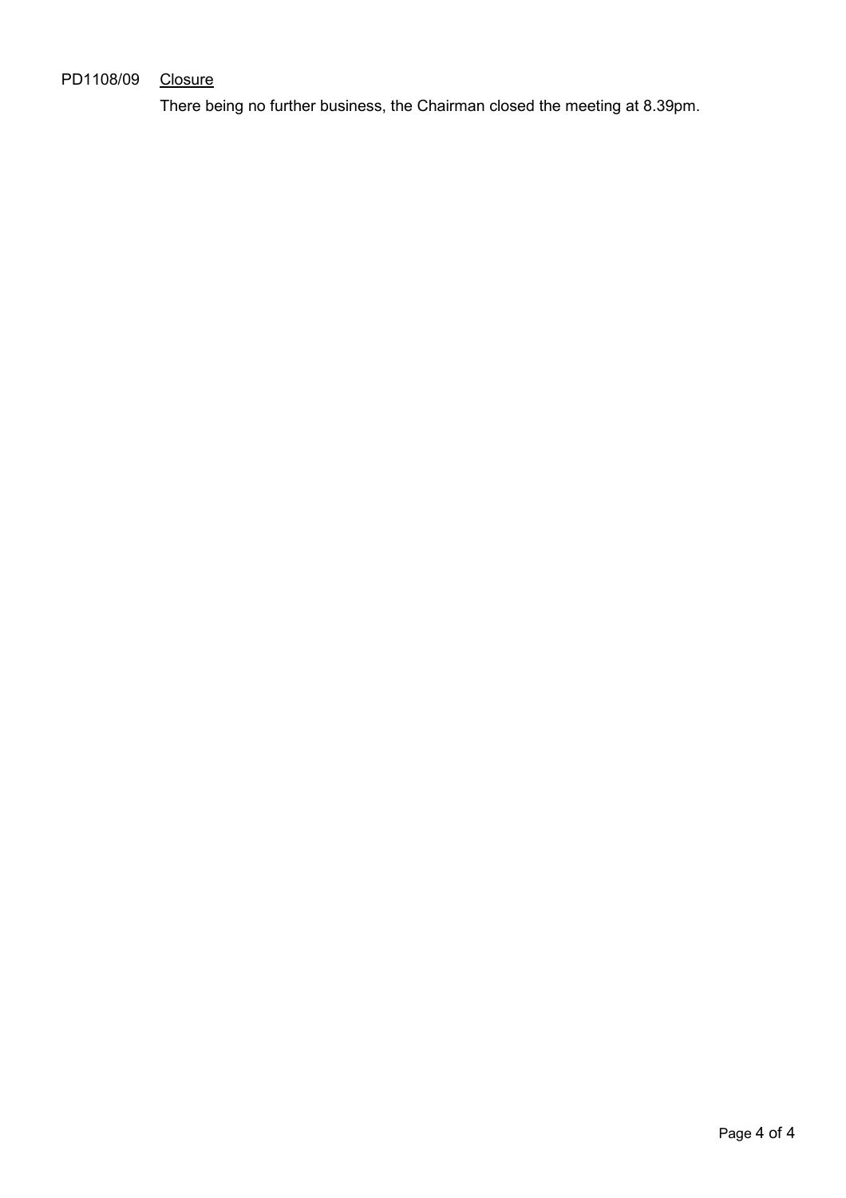PD1108/09 Closure

There being no further business, the Chairman closed the meeting at 8.39pm.